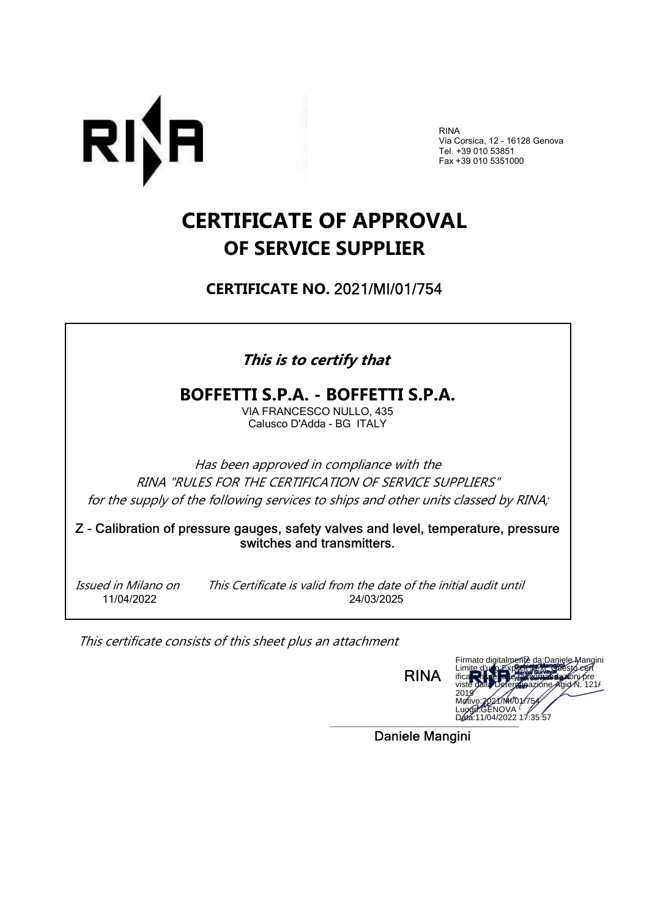RINA
Via Corsica, 12 - 16128 Genova
Tel. +39 010 53851
Fax +39 010 5351000

# CERTIFICATE OF APPROVAL
## OF SERVICE SUPPLIER

### CERTIFICATE NO. 2021/MI/01/754

***This is to certify that***

**BOFFETTI S.P.A. - BOFFETTI S.P.A.**
VIA FRANCESCO NULLO, 435
Calusco D'Adda - BG ITALY

*Has been approved in compliance with the*
*RINA "RULES FOR THE CERTIFICATION OF SERVICE SUPPLIERS"*
*for the supply of the following services to ships and other units classed by RINA;*

Z - Calibration of pressure gauges, safety valves and level, temperature, pressure switches and transmitters.

*Issued in Milano on* 11/04/2022

*This Certificate is valid from the date of the initial audit until* 24/03/2025

*This certificate consists of this sheet plus an attachment*

RINA

Firmato digitalmente da:Daniele Mangini
Limite d'uso:Explicit Text: Questo certificato rispetta le raccomandazioni previste dalla Determinazione Agid N. 121/2019
Motivo:2021/MI/01/754
Luogo:GENOVA
Data:11/04/2022 17:35:57

Daniele Mangini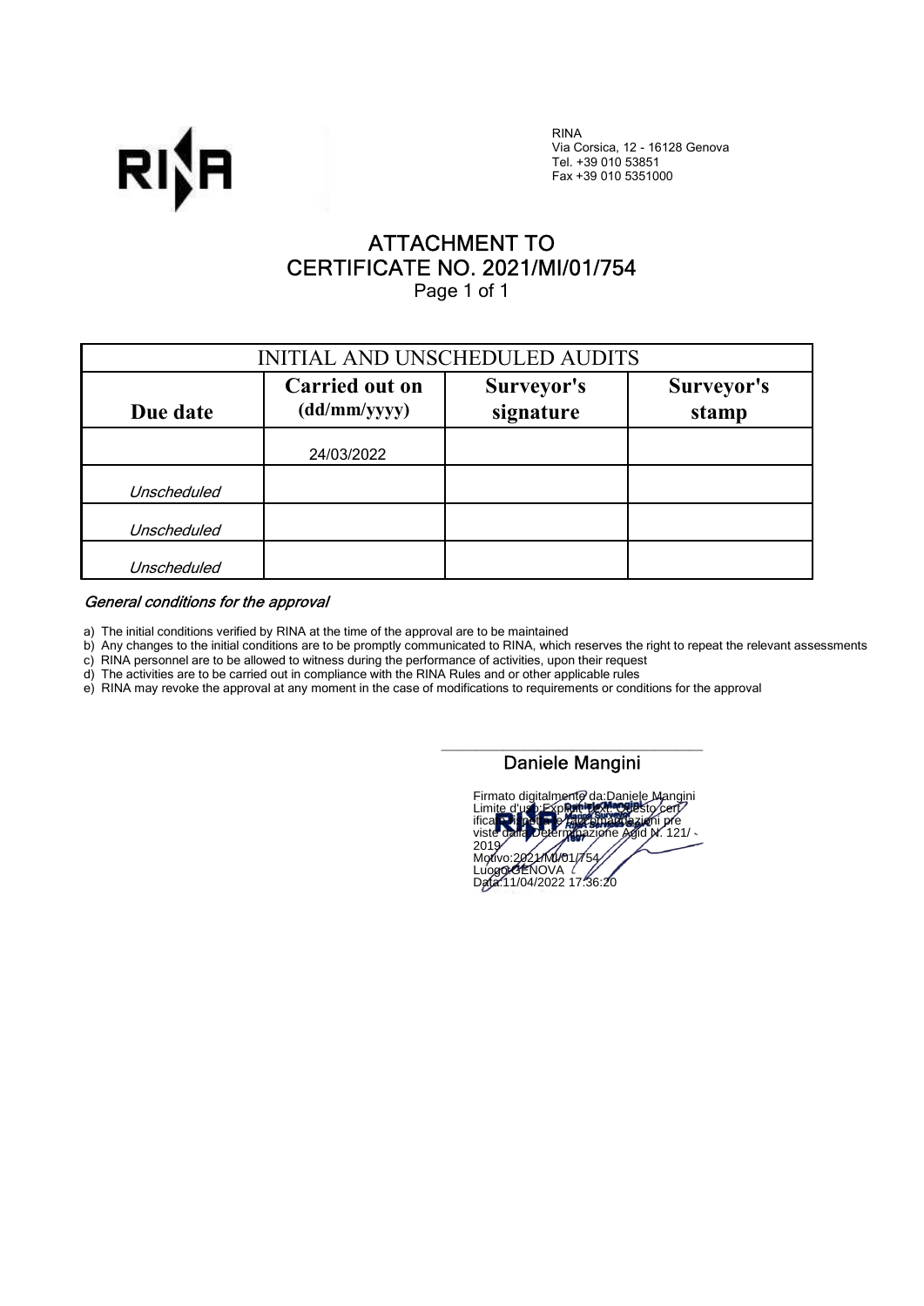RINA
Via Corsica, 12 - 16128 Genova
Tel. +39 010 53851
Fax +39 010 5351000

# ATTACHMENT TO CERTIFICATE NO. 2021/MI/01/754

| INITIAL AND UNSCHEDULED AUDITS | | | |
|---|---|---|---|
| **Due date** | **Carried out on (dd/mm/yyyy)** | **Surveyor's signature** | **Surveyor's stamp** |
| | 24/03/2022 | | |
| *Unscheduled* | | | |
| *Unscheduled* | | | |
| *Unscheduled* | | | |

***General conditions for the approval***

a) The initial conditions verified by RINA at the time of the approval are to be maintained
b) Any changes to the initial conditions are to be promptly communicated to RINA, which reserves the right to repeat the relevant assessments
c) RINA personnel are to be allowed to witness during the performance of activities, upon their request
d) The activities are to be carried out in compliance with the RINA Rules and or other applicable rules
e) RINA may revoke the approval at any moment in the case of modifications to requirements or conditions for the approval

Daniele Mangini

Firmato digitalmente da:Daniele Mangini
Limite d'uso:Explicit Text: Questo certificato rispetta le raccomandazioni previste dalla Determinazione Agid N. 121/2019
Motivo:2021/MI/01/754
Luogo:GENOVA
Data:11/04/2022 17:36:20